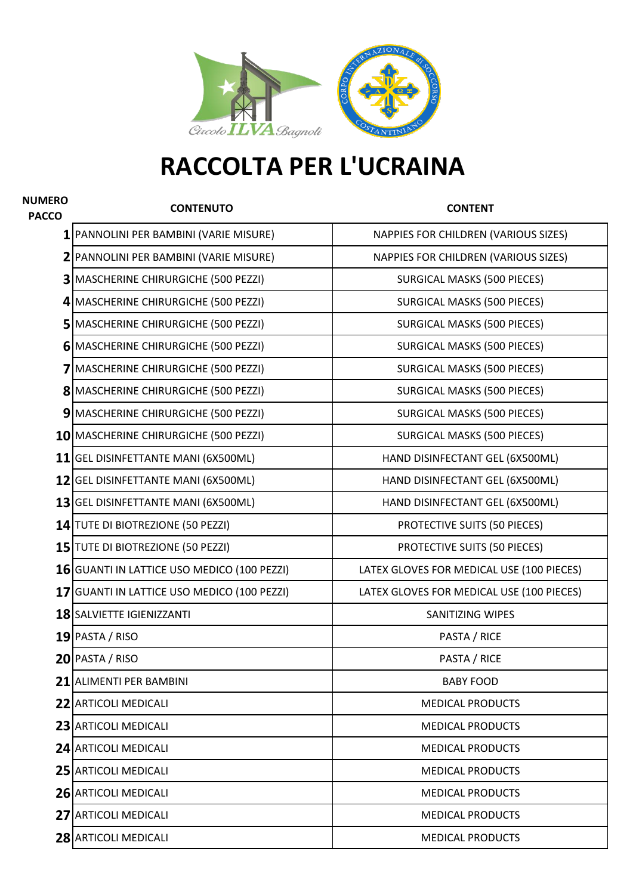# RACCOLTA PER L'UCRAINA

| NUMERO PACCO | CONTENUTO | CONTENT |
|---|---|---|
| 1 | PANNOLINI PER BAMBINI (VARIE MISURE) | NAPPIES FOR CHILDREN (VARIOUS SIZES) |
| 2 | PANNOLINI PER BAMBINI (VARIE MISURE) | NAPPIES FOR CHILDREN (VARIOUS SIZES) |
| 3 | MASCHERINE CHIRURGICHE (500 PEZZI) | SURGICAL MASKS (500 PIECES) |
| 4 | MASCHERINE CHIRURGICHE (500 PEZZI) | SURGICAL MASKS (500 PIECES) |
| 5 | MASCHERINE CHIRURGICHE (500 PEZZI) | SURGICAL MASKS (500 PIECES) |
| 6 | MASCHERINE CHIRURGICHE (500 PEZZI) | SURGICAL MASKS (500 PIECES) |
| 7 | MASCHERINE CHIRURGICHE (500 PEZZI) | SURGICAL MASKS (500 PIECES) |
| 8 | MASCHERINE CHIRURGICHE (500 PEZZI) | SURGICAL MASKS (500 PIECES) |
| 9 | MASCHERINE CHIRURGICHE (500 PEZZI) | SURGICAL MASKS (500 PIECES) |
| 10 | MASCHERINE CHIRURGICHE (500 PEZZI) | SURGICAL MASKS (500 PIECES) |
| 11 | GEL DISINFETTANTE MANI (6X500ML) | HAND DISINFECTANT GEL (6X500ML) |
| 12 | GEL DISINFETTANTE MANI (6X500ML) | HAND DISINFECTANT GEL (6X500ML) |
| 13 | GEL DISINFETTANTE MANI (6X500ML) | HAND DISINFECTANT GEL (6X500ML) |
| 14 | TUTE DI BIOTREZIONE (50 PEZZI) | PROTECTIVE SUITS (50 PIECES) |
| 15 | TUTE DI BIOTREZIONE (50 PEZZI) | PROTECTIVE SUITS (50 PIECES) |
| 16 | GUANTI IN LATTICE USO MEDICO (100 PEZZI) | LATEX GLOVES FOR MEDICAL USE (100 PIECES) |
| 17 | GUANTI IN LATTICE USO MEDICO (100 PEZZI) | LATEX GLOVES FOR MEDICAL USE (100 PIECES) |
| 18 | SALVIETTE IGIENIZZANTI | SANITIZING WIPES |
| 19 | PASTA / RISO | PASTA / RICE |
| 20 | PASTA / RISO | PASTA / RICE |
| 21 | ALIMENTI PER BAMBINI | BABY FOOD |
| 22 | ARTICOLI MEDICALI | MEDICAL PRODUCTS |
| 23 | ARTICOLI MEDICALI | MEDICAL PRODUCTS |
| 24 | ARTICOLI MEDICALI | MEDICAL PRODUCTS |
| 25 | ARTICOLI MEDICALI | MEDICAL PRODUCTS |
| 26 | ARTICOLI MEDICALI | MEDICAL PRODUCTS |
| 27 | ARTICOLI MEDICALI | MEDICAL PRODUCTS |
| 28 | ARTICOLI MEDICALI | MEDICAL PRODUCTS |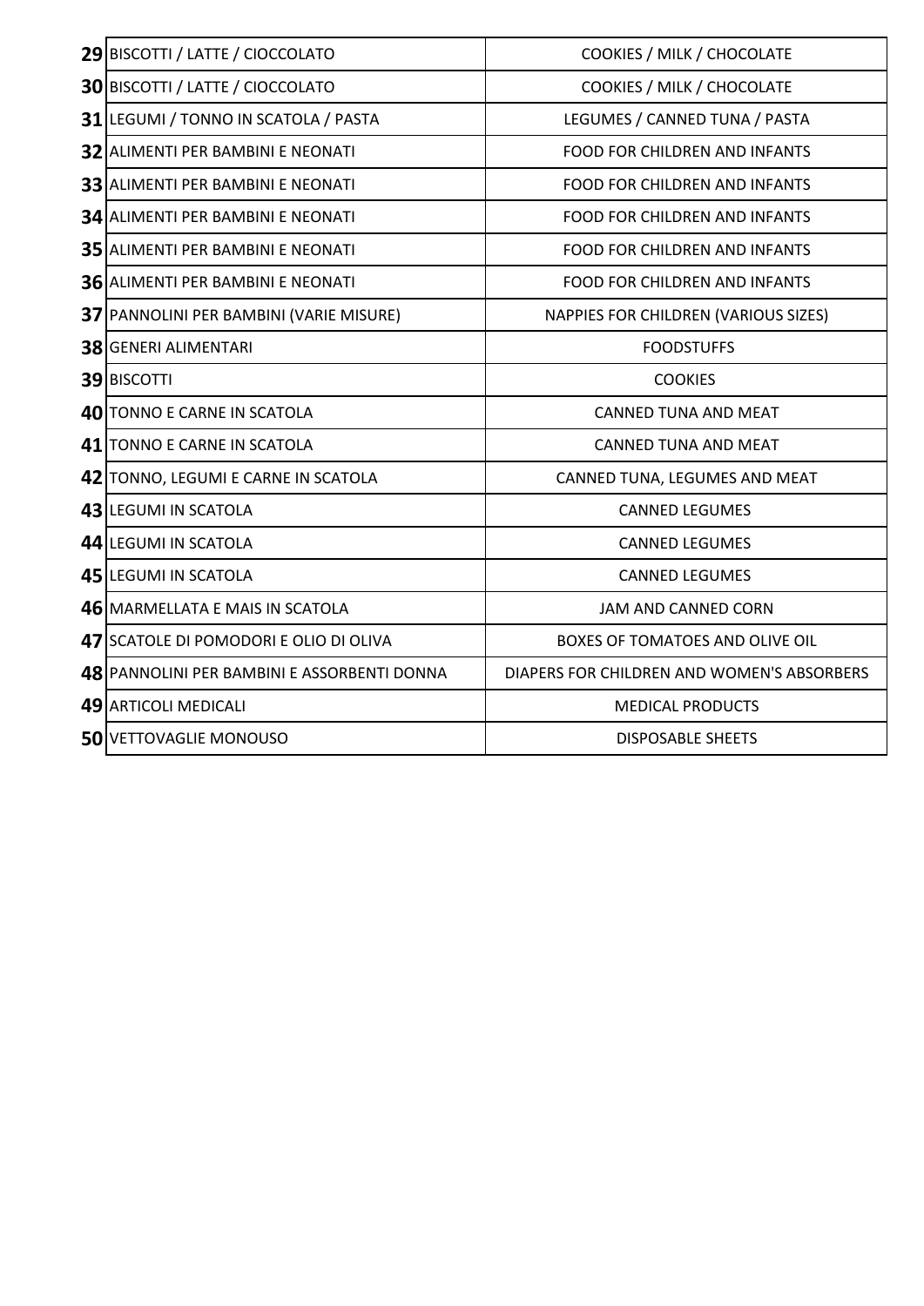| | | |
|---|---|---|
| **29** | BISCOTTI / LATTE / CIOCCOLATO | COOKIES / MILK / CHOCOLATE |
| **30** | BISCOTTI / LATTE / CIOCCOLATO | COOKIES / MILK / CHOCOLATE |
| **31** | LEGUMI / TONNO IN SCATOLA / PASTA | LEGUMES / CANNED TUNA / PASTA |
| **32** | ALIMENTI PER BAMBINI E NEONATI | FOOD FOR CHILDREN AND INFANTS |
| **33** | ALIMENTI PER BAMBINI E NEONATI | FOOD FOR CHILDREN AND INFANTS |
| **34** | ALIMENTI PER BAMBINI E NEONATI | FOOD FOR CHILDREN AND INFANTS |
| **35** | ALIMENTI PER BAMBINI E NEONATI | FOOD FOR CHILDREN AND INFANTS |
| **36** | ALIMENTI PER BAMBINI E NEONATI | FOOD FOR CHILDREN AND INFANTS |
| **37** | PANNOLINI PER BAMBINI (VARIE MISURE) | NAPPIES FOR CHILDREN (VARIOUS SIZES) |
| **38** | GENERI ALIMENTARI | FOODSTUFFS |
| **39** | BISCOTTI | COOKIES |
| **40** | TONNO E CARNE IN SCATOLA | CANNED TUNA AND MEAT |
| **41** | TONNO E CARNE IN SCATOLA | CANNED TUNA AND MEAT |
| **42** | TONNO, LEGUMI E CARNE IN SCATOLA | CANNED TUNA, LEGUMES AND MEAT |
| **43** | LEGUMI IN SCATOLA | CANNED LEGUMES |
| **44** | LEGUMI IN SCATOLA | CANNED LEGUMES |
| **45** | LEGUMI IN SCATOLA | CANNED LEGUMES |
| **46** | MARMELLATA E MAIS IN SCATOLA | JAM AND CANNED CORN |
| **47** | SCATOLE DI POMODORI E OLIO DI OLIVA | BOXES OF TOMATOES AND OLIVE OIL |
| **48** | PANNOLINI PER BAMBINI E ASSORBENTI DONNA | DIAPERS FOR CHILDREN AND WOMEN'S ABSORBERS |
| **49** | ARTICOLI MEDICALI | MEDICAL PRODUCTS |
| **50** | VETTOVAGLIE MONOUSO | DISPOSABLE SHEETS |